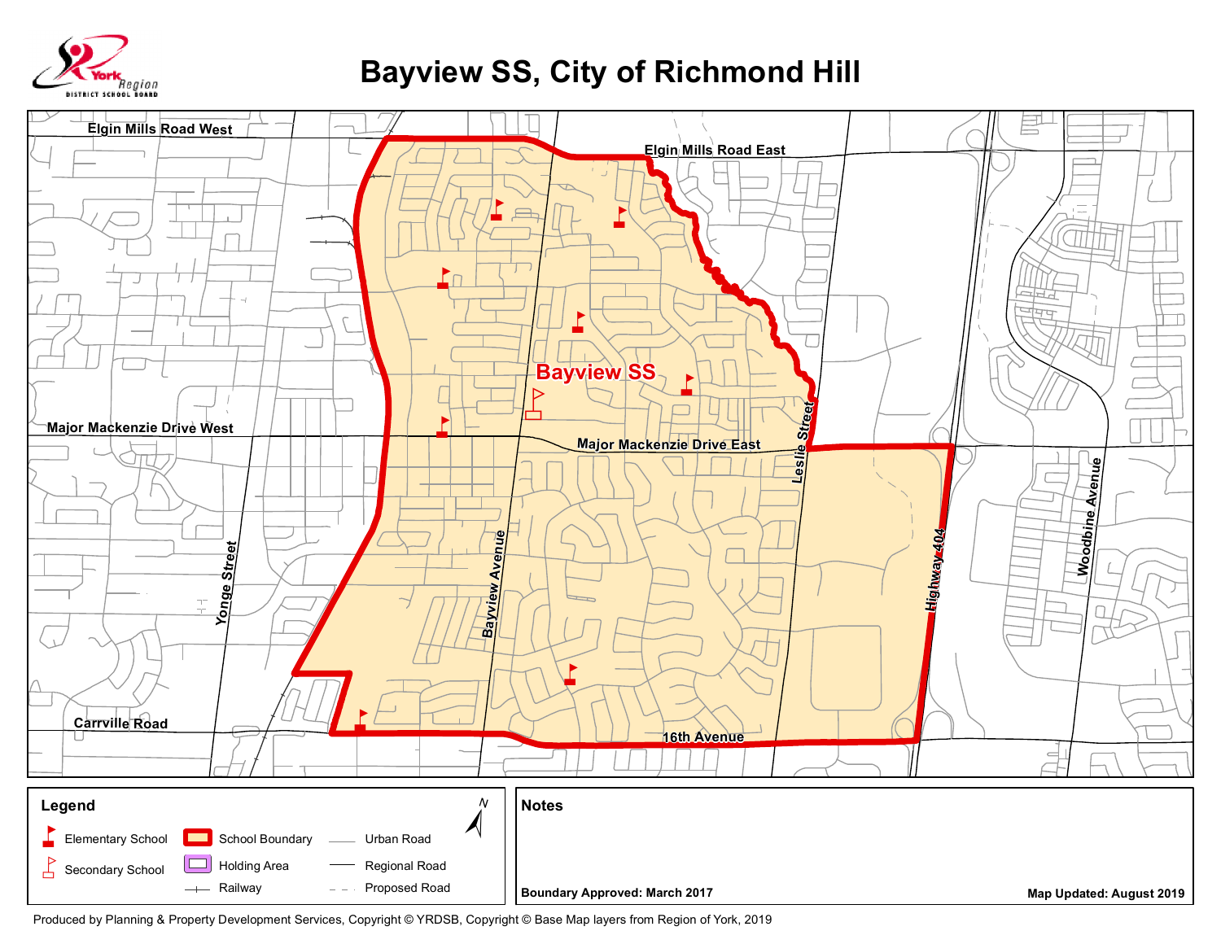York Region District School Board

# Bayview SS, City of Richmond Hill

Elgin Mills Road West

Elgin Mills Road East

Bayview SS

Major Mackenzie Drive West

Major Mackenzie Drive East

Leslie Street

Yonge Street

Bayview Avenue

Highway 404

Woodbine Avenue

Carrville Road

16th Avenue

**Legend**

- Elementary School
- Secondary School
- School Boundary
- Holding Area
- Railway
- Urban Road
- Regional Road
- Proposed Road

N

**Notes**

**Boundary Approved: March 2017**

**Map Updated: August 2019**

Produced by Planning & Property Development Services, Copyright © YRDSB, Copyright © Base Map layers from Region of York, 2019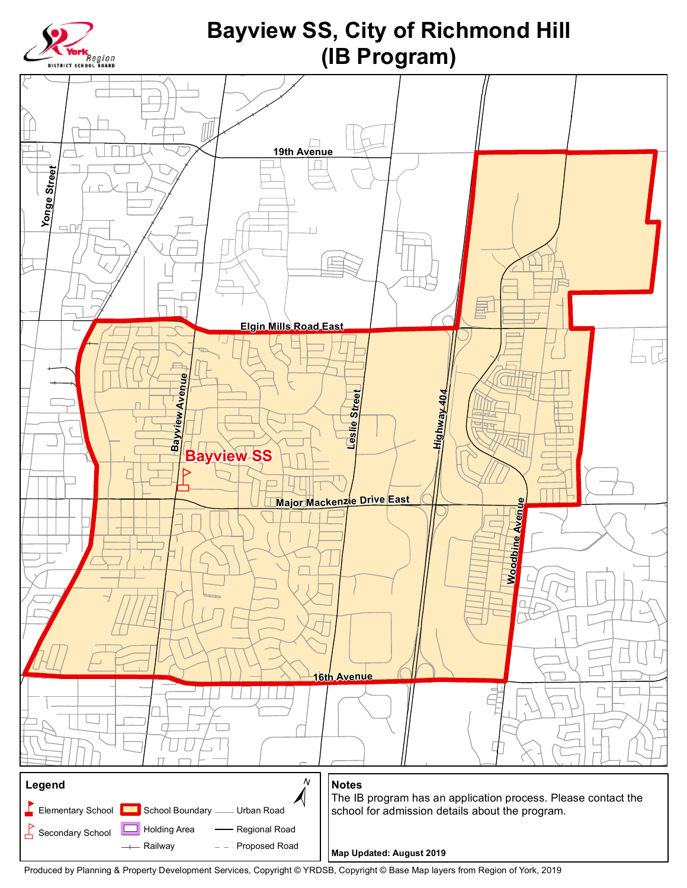# Bayview SS, City of Richmond Hill (IB Program)

York Region District School Board

19th Avenue

Yonge Street

Elgin Mills Road East

Bayview Avenue

Leslie Street

Highway 404

Bayview SS

Major Mackenzie Drive East

Woodbine Avenue

16th Avenue

**Legend**

- Elementary School
- Secondary School
- School Boundary
- Holding Area
- Railway
- Urban Road
- Regional Road
- Proposed Road

N

**Notes**

The IB program has an application process. Please contact the school for admission details about the program.

**Map Updated: August 2019**

Produced by Planning & Property Development Services, Copyright © YRDSB, Copyright © Base Map layers from Region of York, 2019